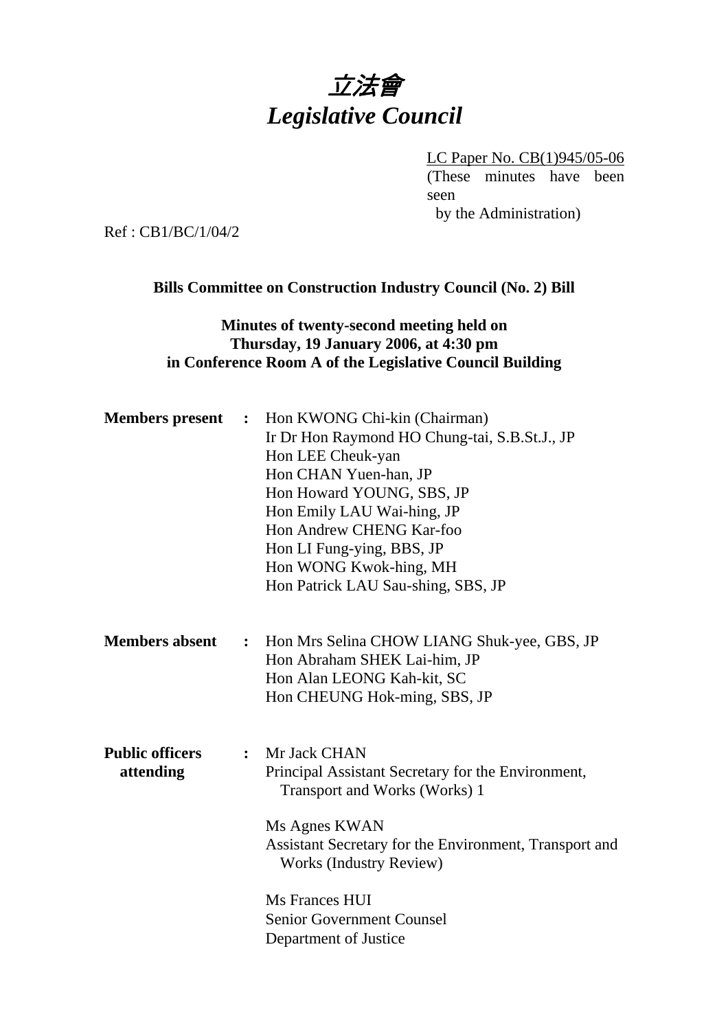# 立法會
# *Legislative Council*

LC Paper No. CB(1)945/05-06
(These minutes have been seen by the Administration)

Ref : CB1/BC/1/04/2

**Bills Committee on Construction Industry Council (No. 2) Bill**

**Minutes of twenty-second meeting held on Thursday, 19 January 2006, at 4:30 pm in Conference Room A of the Legislative Council Building**

**Members present** : Hon KWONG Chi-kin (Chairman)
Ir Dr Hon Raymond HO Chung-tai, S.B.St.J., JP
Hon LEE Cheuk-yan
Hon CHAN Yuen-han, JP
Hon Howard YOUNG, SBS, JP
Hon Emily LAU Wai-hing, JP
Hon Andrew CHENG Kar-foo
Hon LI Fung-ying, BBS, JP
Hon WONG Kwok-hing, MH
Hon Patrick LAU Sau-shing, SBS, JP

**Members absent** : Hon Mrs Selina CHOW LIANG Shuk-yee, GBS, JP
Hon Abraham SHEK Lai-him, JP
Hon Alan LEONG Kah-kit, SC
Hon CHEUNG Hok-ming, SBS, JP

**Public officers attending** : Mr Jack CHAN
Principal Assistant Secretary for the Environment, Transport and Works (Works) 1

Ms Agnes KWAN
Assistant Secretary for the Environment, Transport and Works (Industry Review)

Ms Frances HUI
Senior Government Counsel
Department of Justice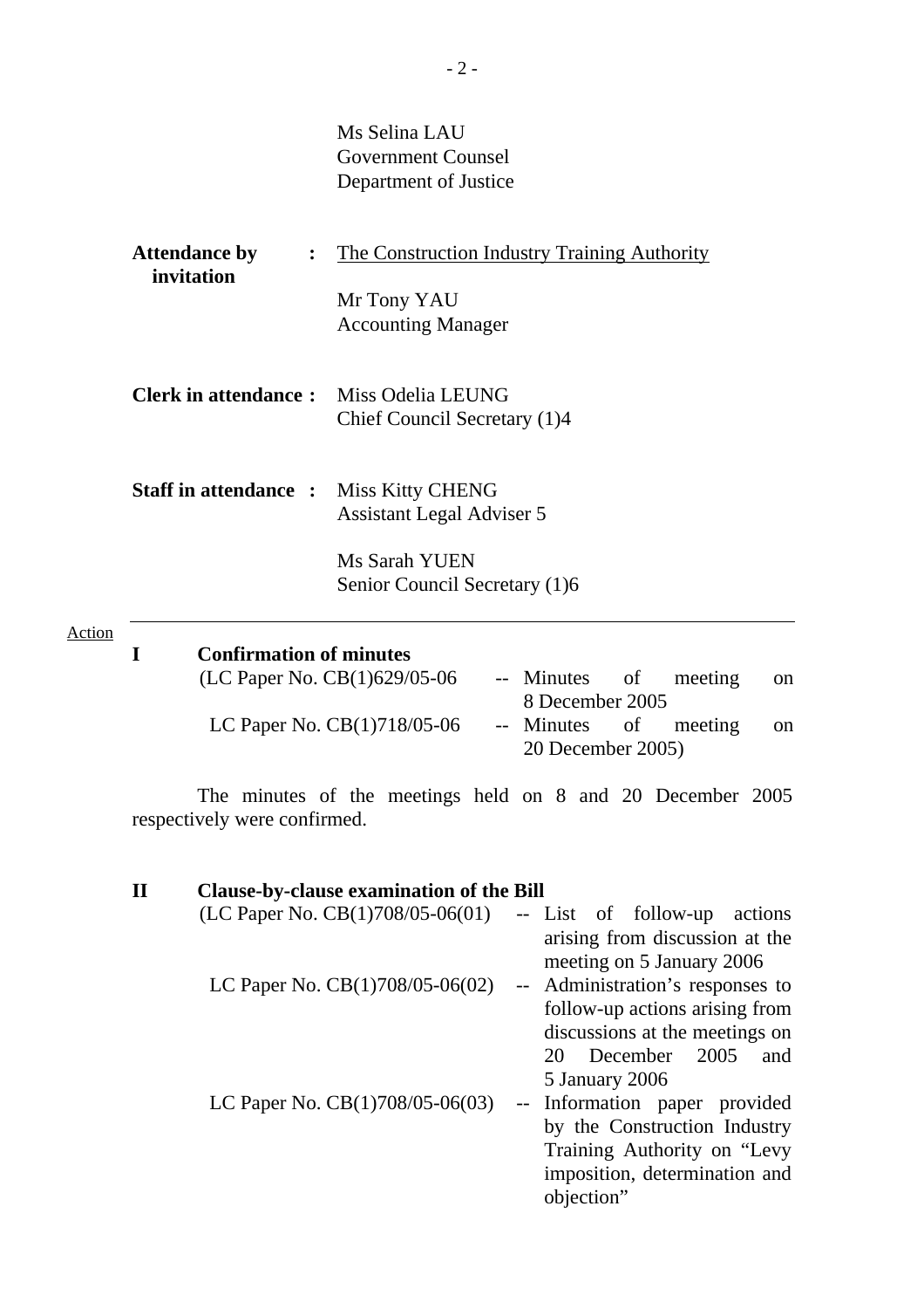Ms Selina LAU
Government Counsel
Department of Justice

**Attendance by invitation** : The Construction Industry Training Authority

Mr Tony YAU
Accounting Manager

**Clerk in attendance :** Miss Odelia LEUNG
Chief Council Secretary (1)4

**Staff in attendance :** Miss Kitty CHENG
Assistant Legal Adviser 5

Ms Sarah YUEN
Senior Council Secretary (1)6

---

Action

## I Confirmation of minutes

(LC Paper No. CB(1)629/05-06 -- Minutes of meeting on 8 December 2005

LC Paper No. CB(1)718/05-06 -- Minutes of meeting on 20 December 2005)

The minutes of the meetings held on 8 and 20 December 2005 respectively were confirmed.

## II Clause-by-clause examination of the Bill

(LC Paper No. CB(1)708/05-06(01) -- List of follow-up actions arising from discussion at the meeting on 5 January 2006

LC Paper No. CB(1)708/05-06(02) -- Administration's responses to follow-up actions arising from discussions at the meetings on 20 December 2005 and 5 January 2006

LC Paper No. CB(1)708/05-06(03) -- Information paper provided by the Construction Industry Training Authority on "Levy imposition, determination and objection"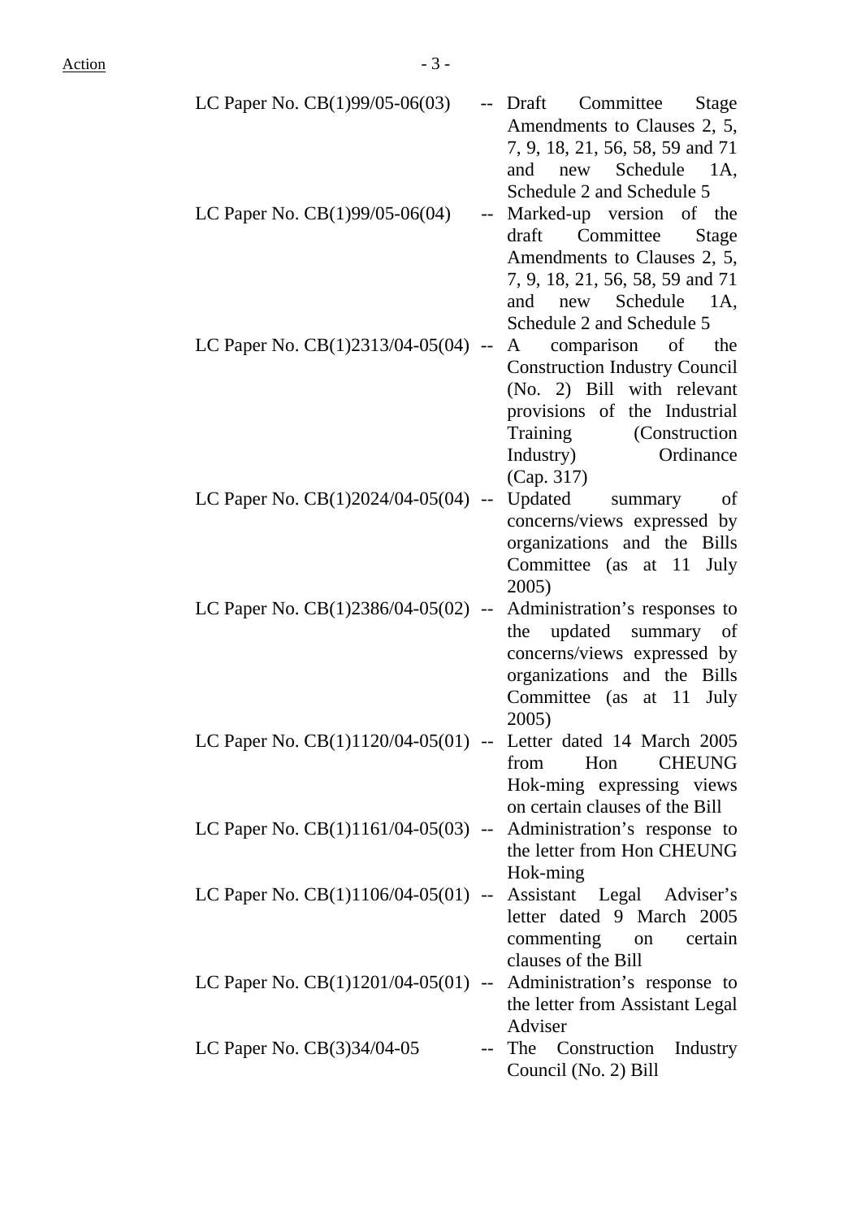Action

| | | |
|---|---|---|
| LC Paper No. CB(1)99/05-06(03) | -- | Draft Committee Stage Amendments to Clauses 2, 5, 7, 9, 18, 21, 56, 58, 59 and 71 and new Schedule 1A, Schedule 2 and Schedule 5 |
| LC Paper No. CB(1)99/05-06(04) | -- | Marked-up version of the draft Committee Stage Amendments to Clauses 2, 5, 7, 9, 18, 21, 56, 58, 59 and 71 and new Schedule 1A, Schedule 2 and Schedule 5 |
| LC Paper No. CB(1)2313/04-05(04) | -- | A comparison of the Construction Industry Council (No. 2) Bill with relevant provisions of the Industrial Training (Construction Industry) Ordinance (Cap. 317) |
| LC Paper No. CB(1)2024/04-05(04) | -- | Updated summary of concerns/views expressed by organizations and the Bills Committee (as at 11 July 2005) |
| LC Paper No. CB(1)2386/04-05(02) | -- | Administration's responses to the updated summary of concerns/views expressed by organizations and the Bills Committee (as at 11 July 2005) |
| LC Paper No. CB(1)1120/04-05(01) | -- | Letter dated 14 March 2005 from Hon CHEUNG Hok-ming expressing views on certain clauses of the Bill |
| LC Paper No. CB(1)1161/04-05(03) | -- | Administration's response to the letter from Hon CHEUNG Hok-ming |
| LC Paper No. CB(1)1106/04-05(01) | -- | Assistant Legal Adviser's letter dated 9 March 2005 commenting on certain clauses of the Bill |
| LC Paper No. CB(1)1201/04-05(01) | -- | Administration's response to the letter from Assistant Legal Adviser |
| LC Paper No. CB(3)34/04-05 | -- | The Construction Industry Council (No. 2) Bill |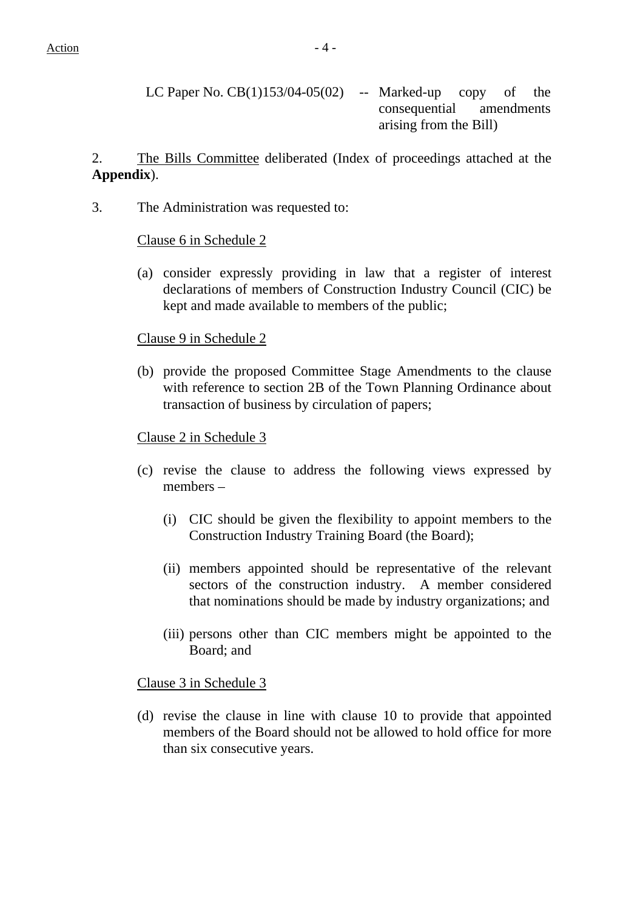LC Paper No. CB(1)153/04-05(02) -- Marked-up copy of the consequential amendments arising from the Bill)

2. The Bills Committee deliberated (Index of proceedings attached at the **Appendix**).

3. The Administration was requested to:

Clause 6 in Schedule 2

(a) consider expressly providing in law that a register of interest declarations of members of Construction Industry Council (CIC) be kept and made available to members of the public;

Clause 9 in Schedule 2

(b) provide the proposed Committee Stage Amendments to the clause with reference to section 2B of the Town Planning Ordinance about transaction of business by circulation of papers;

Clause 2 in Schedule 3

(c) revise the clause to address the following views expressed by members –

   (i) CIC should be given the flexibility to appoint members to the Construction Industry Training Board (the Board);

   (ii) members appointed should be representative of the relevant sectors of the construction industry. A member considered that nominations should be made by industry organizations; and

   (iii) persons other than CIC members might be appointed to the Board; and

Clause 3 in Schedule 3

(d) revise the clause in line with clause 10 to provide that appointed members of the Board should not be allowed to hold office for more than six consecutive years.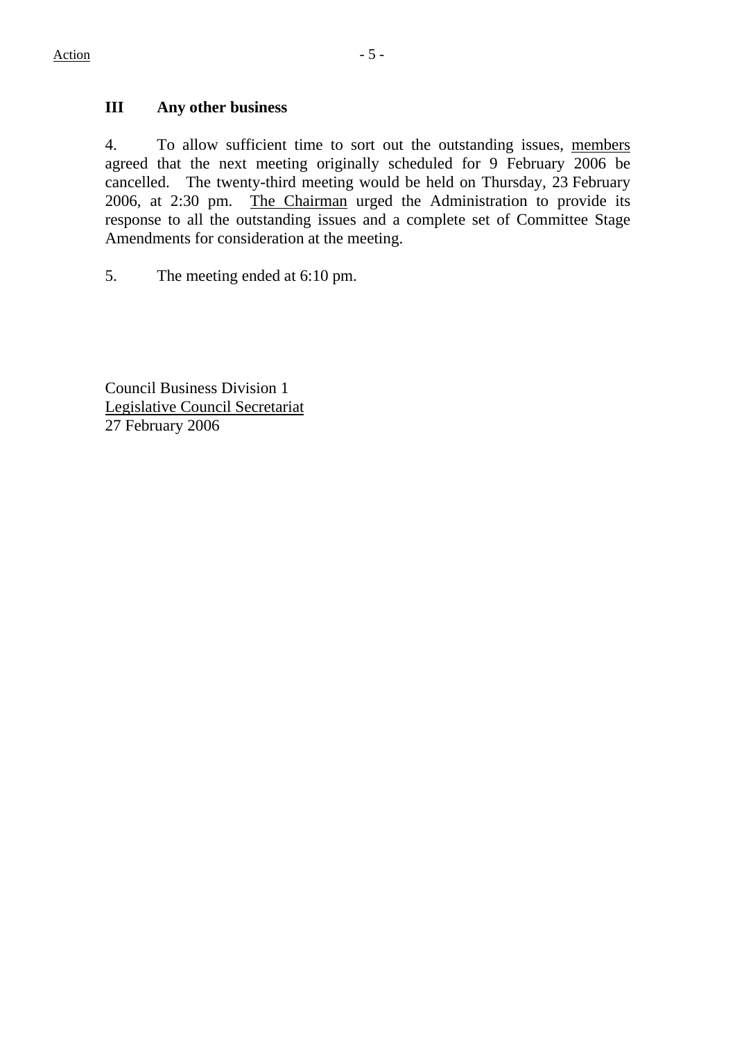## III Any other business

4. To allow sufficient time to sort out the outstanding issues, members agreed that the next meeting originally scheduled for 9 February 2006 be cancelled. The twenty-third meeting would be held on Thursday, 23 February 2006, at 2:30 pm. The Chairman urged the Administration to provide its response to all the outstanding issues and a complete set of Committee Stage Amendments for consideration at the meeting.

5. The meeting ended at 6:10 pm.

Council Business Division 1
Legislative Council Secretariat
27 February 2006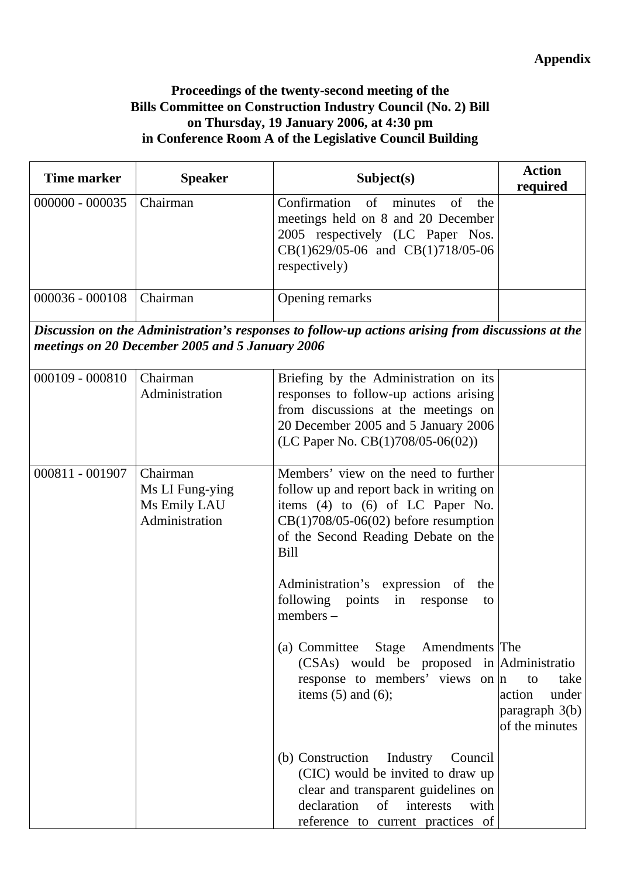**Appendix**

**Proceedings of the twenty-second meeting of the Bills Committee on Construction Industry Council (No. 2) Bill on Thursday, 19 January 2006, at 4:30 pm in Conference Room A of the Legislative Council Building**

| Time marker | Speaker | Subject(s) | Action required |
|---|---|---|---|
| 000000 - 000035 | Chairman | Confirmation of minutes of the meetings held on 8 and 20 December 2005 respectively (LC Paper Nos. CB(1)629/05-06 and CB(1)718/05-06 respectively) | |
| 000036 - 000108 | Chairman | Opening remarks | |
| ***Discussion on the Administration's responses to follow-up actions arising from discussions at the meetings on 20 December 2005 and 5 January 2006*** | | | |
| 000109 - 000810 | Chairman<br>Administration | Briefing by the Administration on its responses to follow-up actions arising from discussions at the meetings on 20 December 2005 and 5 January 2006 (LC Paper No. CB(1)708/05-06(02)) | |
| 000811 - 001907 | Chairman<br>Ms LI Fung-ying<br>Ms Emily LAU<br>Administration | Members' view on the need to further follow up and report back in writing on items (4) to (6) of LC Paper No. CB(1)708/05-06(02) before resumption of the Second Reading Debate on the Bill<br><br>Administration's expression of the following points in response to members –<br><br>(a) Committee Stage Amendments (CSAs) would be proposed in response to members' views on items (5) and (6);<br><br>(b) Construction Industry Council (CIC) would be invited to draw up clear and transparent guidelines on declaration of interests with reference to current practices of | The Administration to take action under paragraph 3(b) of the minutes |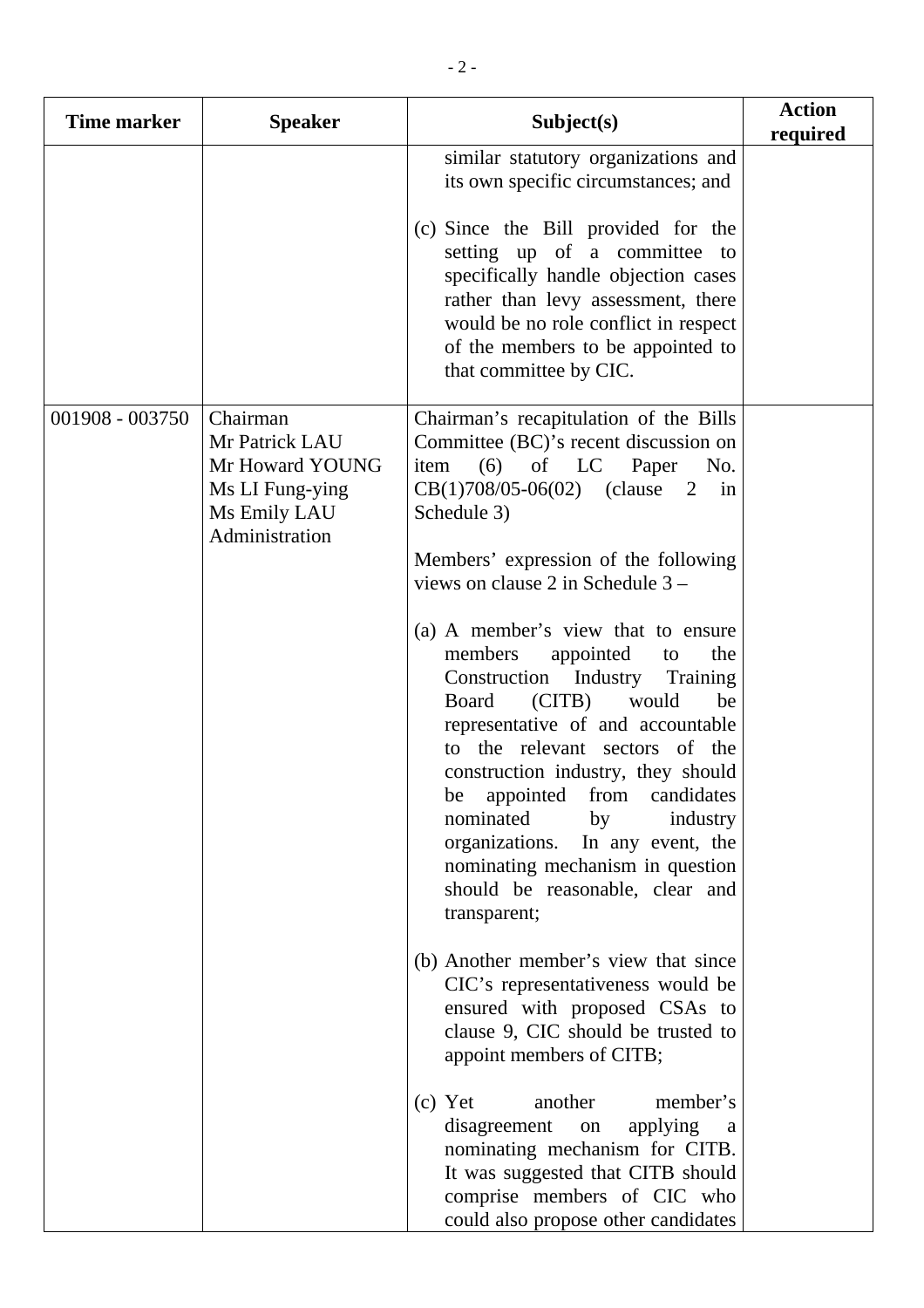| Time marker | Speaker | Subject(s) | Action required |
|---|---|---|---|
| | | similar statutory organizations and its own specific circumstances; and<br><br>(c) Since the Bill provided for the setting up of a committee to specifically handle objection cases rather than levy assessment, there would be no role conflict in respect of the members to be appointed to that committee by CIC. | |
| 001908 - 003750 | Chairman<br>Mr Patrick LAU<br>Mr Howard YOUNG<br>Ms LI Fung-ying<br>Ms Emily LAU<br>Administration | Chairman's recapitulation of the Bills Committee (BC)'s recent discussion on item (6) of LC Paper No. CB(1)708/05-06(02) (clause 2 in Schedule 3)<br><br>Members' expression of the following views on clause 2 in Schedule 3 –<br><br>(a) A member's view that to ensure members appointed to the Construction Industry Training Board (CITB) would be representative of and accountable to the relevant sectors of the construction industry, they should be appointed from candidates nominated by industry organizations. In any event, the nominating mechanism in question should be reasonable, clear and transparent;<br><br>(b) Another member's view that since CIC's representativeness would be ensured with proposed CSAs to clause 9, CIC should be trusted to appoint members of CITB;<br><br>(c) Yet another member's disagreement on applying a nominating mechanism for CITB. It was suggested that CITB should comprise members of CIC who could also propose other candidates | |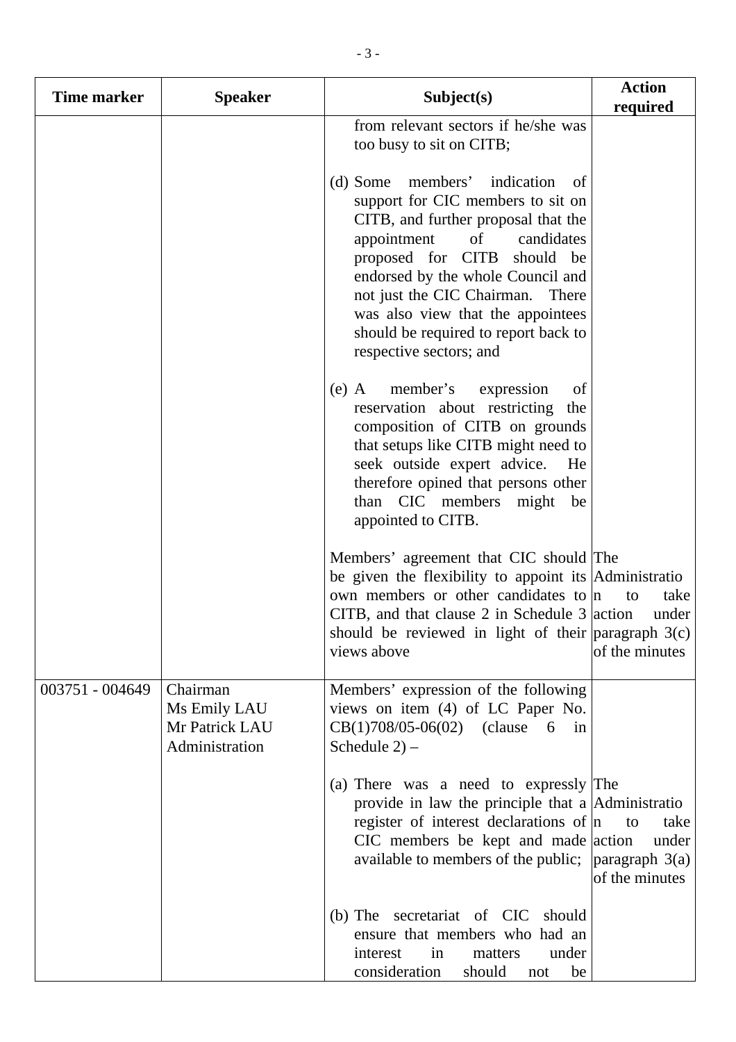| Time marker | Speaker | Subject(s) | Action required |
|---|---|---|---|
| | | from relevant sectors if he/she was too busy to sit on CITB;<br><br>(d) Some members' indication of support for CIC members to sit on CITB, and further proposal that the appointment of candidates proposed for CITB should be endorsed by the whole Council and not just the CIC Chairman. There was also view that the appointees should be required to report back to respective sectors; and<br><br>(e) A member's expression of reservation about restricting the composition of CITB on grounds that setups like CITB might need to seek outside expert advice. He therefore opined that persons other than CIC members might be appointed to CITB. | |
| | | Members' agreement that CIC should be given the flexibility to appoint its own members or other candidates to CITB, and that clause 2 in Schedule 3 should be reviewed in light of their views above | The Administration to take action under paragraph 3(c) of the minutes |
| 003751 - 004649 | Chairman<br>Ms Emily LAU<br>Mr Patrick LAU<br>Administration | Members' expression of the following views on item (4) of LC Paper No. CB(1)708/05-06(02) (clause 6 in Schedule 2) – | |
| | | (a) There was a need to expressly provide in law the principle that a register of interest declarations of CIC members be kept and made available to members of the public; | The Administration to take action under paragraph 3(a) of the minutes |
| | | (b) The secretariat of CIC should ensure that members who had an interest in matters under consideration should not be | |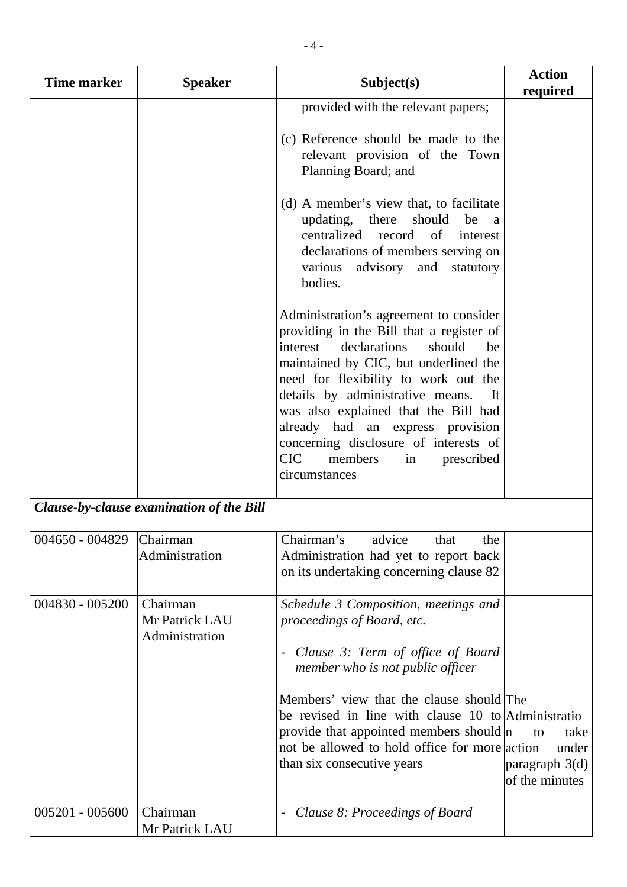| Time marker | Speaker | Subject(s) | Action required |
|---|---|---|---|
| | | provided with the relevant papers;<br><br>(c) Reference should be made to the relevant provision of the Town Planning Board; and<br><br>(d) A member's view that, to facilitate updating, there should be a centralized record of interest declarations of members serving on various advisory and statutory bodies.<br><br>Administration's agreement to consider providing in the Bill that a register of interest declarations should be maintained by CIC, but underlined the need for flexibility to work out the details by administrative means. It was also explained that the Bill had already had an express provision concerning disclosure of interests of CIC members in prescribed circumstances | |
| ***Clause-by-clause examination of the Bill*** | | | |
| 004650 - 004829 | Chairman<br>Administration | Chairman's advice that the Administration had yet to report back on its undertaking concerning clause 82 | |
| 004830 - 005200 | Chairman<br>Mr Patrick LAU<br>Administration | *Schedule 3 Composition, meetings and proceedings of Board, etc.*<br><br>- *Clause 3: Term of office of Board member who is not public officer*<br><br>Members' view that the clause should be revised in line with clause 10 to provide that appointed members should not be allowed to hold office for more than six consecutive years | The Administration to take action under paragraph 3(d) of the minutes |
| 005201 - 005600 | Chairman<br>Mr Patrick LAU | - *Clause 8: Proceedings of Board* | |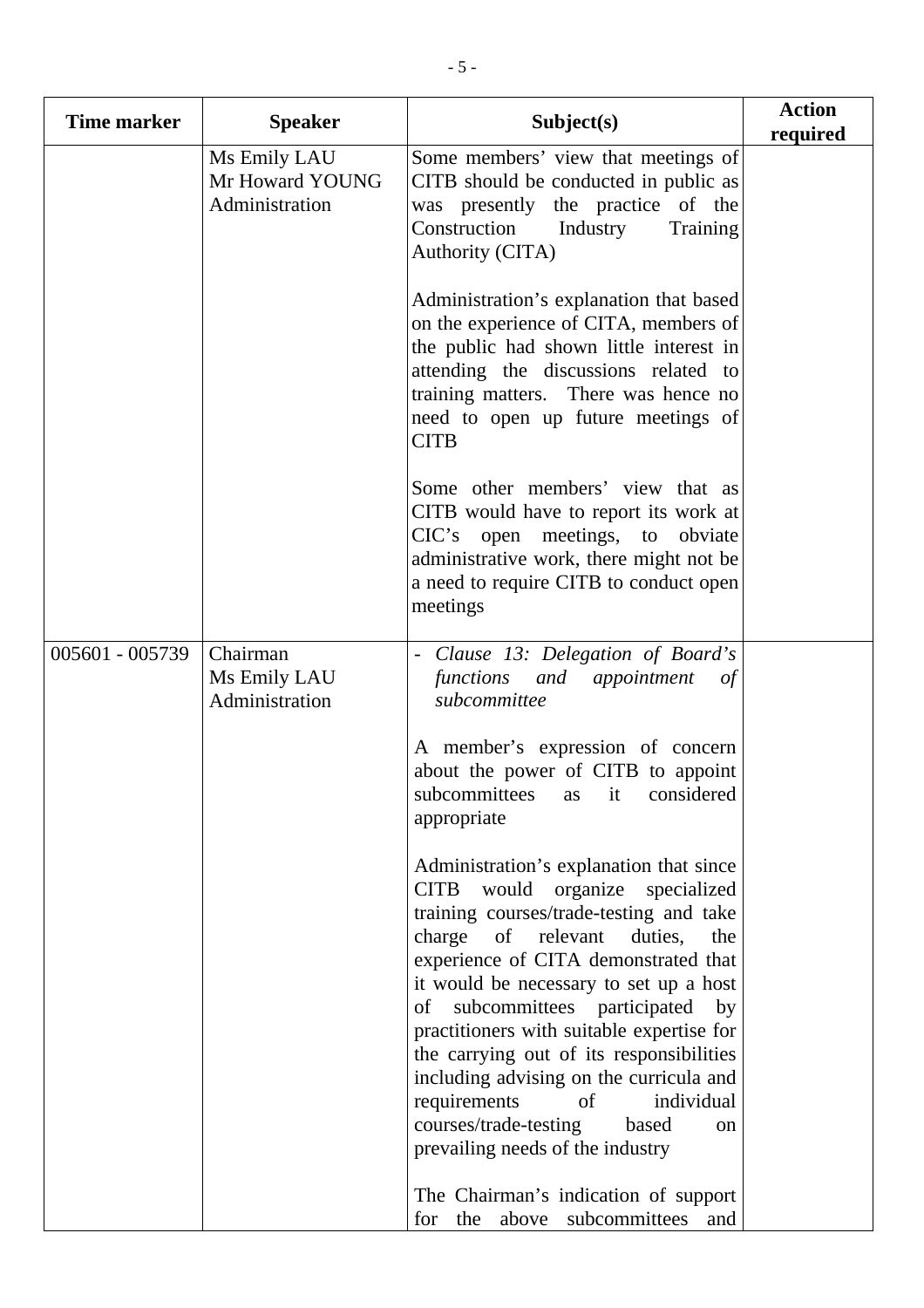| Time marker | Speaker | Subject(s) | Action required |
| --- | --- | --- | --- |
| | Ms Emily LAU<br>Mr Howard YOUNG<br>Administration | Some members' view that meetings of CITB should be conducted in public as was presently the practice of the Construction Industry Training Authority (CITA)<br><br>Administration's explanation that based on the experience of CITA, members of the public had shown little interest in attending the discussions related to training matters. There was hence no need to open up future meetings of CITB<br><br>Some other members' view that as CITB would have to report its work at CIC's open meetings, to obviate administrative work, there might not be a need to require CITB to conduct open meetings | |
| 005601 - 005739 | Chairman<br>Ms Emily LAU<br>Administration | - *Clause 13: Delegation of Board's functions and appointment of subcommittee*<br><br>A member's expression of concern about the power of CITB to appoint subcommittees as it considered appropriate<br><br>Administration's explanation that since CITB would organize specialized training courses/trade-testing and take charge of relevant duties, the experience of CITA demonstrated that it would be necessary to set up a host of subcommittees participated by practitioners with suitable expertise for the carrying out of its responsibilities including advising on the curricula and requirements of individual courses/trade-testing based on prevailing needs of the industry<br><br>The Chairman's indication of support for the above subcommittees and | |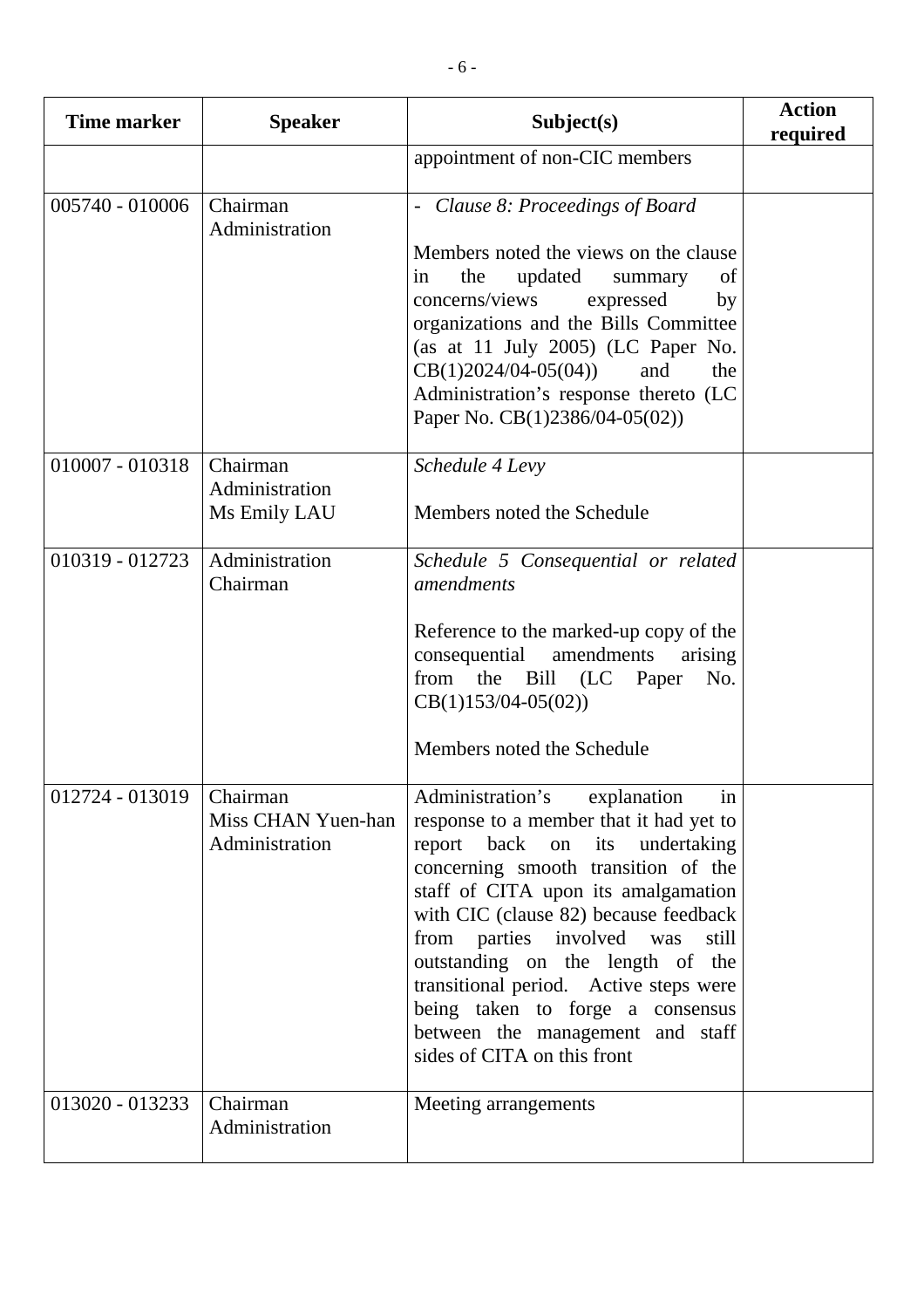| Time marker | Speaker | Subject(s) | Action required |
|---|---|---|---|
| | | appointment of non-CIC members | |
| 005740 - 010006 | Chairman<br>Administration | - *Clause 8: Proceedings of Board*<br><br>Members noted the views on the clause in the updated summary of concerns/views expressed by organizations and the Bills Committee (as at 11 July 2005) (LC Paper No. CB(1)2024/04-05(04)) and the Administration's response thereto (LC Paper No. CB(1)2386/04-05(02)) | |
| 010007 - 010318 | Chairman<br>Administration<br>Ms Emily LAU | *Schedule 4 Levy*<br><br>Members noted the Schedule | |
| 010319 - 012723 | Administration<br>Chairman | *Schedule 5 Consequential or related amendments*<br><br>Reference to the marked-up copy of the consequential amendments arising from the Bill (LC Paper No. CB(1)153/04-05(02))<br><br>Members noted the Schedule | |
| 012724 - 013019 | Chairman<br>Miss CHAN Yuen-han<br>Administration | Administration's explanation in response to a member that it had yet to report back on its undertaking concerning smooth transition of the staff of CITA upon its amalgamation with CIC (clause 82) because feedback from parties involved was still outstanding on the length of the transitional period. Active steps were being taken to forge a consensus between the management and staff sides of CITA on this front | |
| 013020 - 013233 | Chairman<br>Administration | Meeting arrangements | |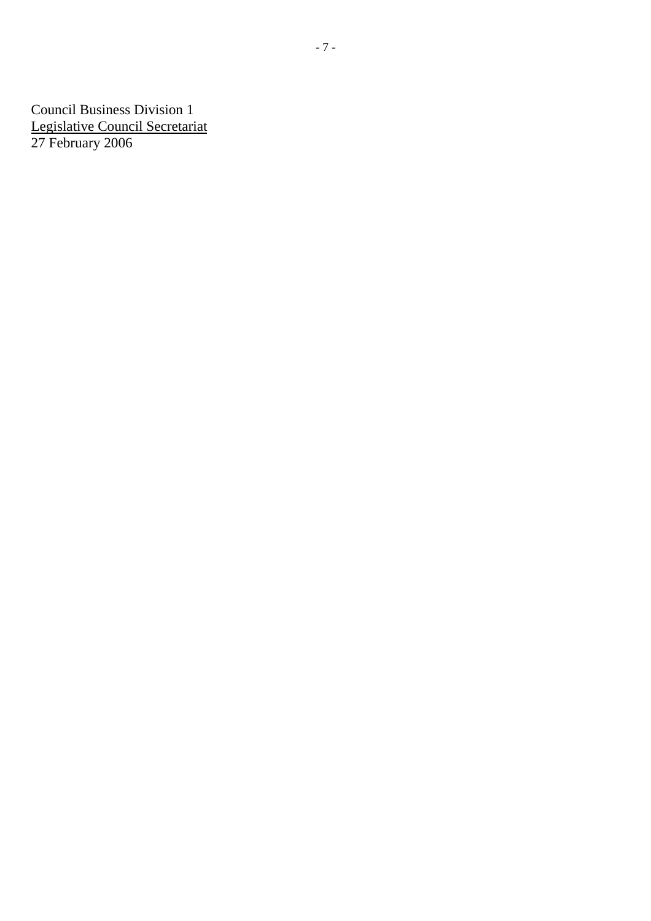Council Business Division 1
Legislative Council Secretariat
27 February 2006